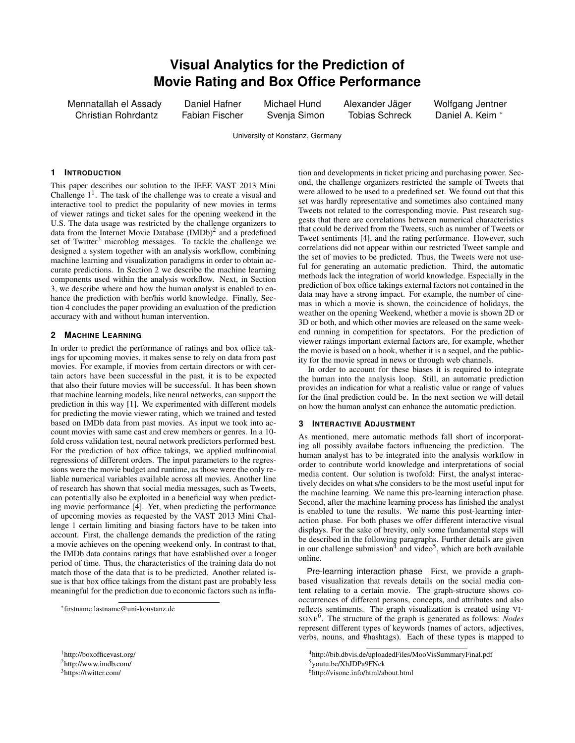# Visual Analytics for the Prediction of Movie Rating and Box Office Performance

Mennatallah el Assady, Daniel Hafner, Michael Hund, Alexander Jäger, Wolfgang Jentner, Christian Rohrdantz, Fabian Fischer, Svenja Simon, Tobias Schreck, Daniel A. Keim [*]

University of Konstanz, Germany

## 1 Introduction

This paper describes our solution to the IEEE VAST 2013 Mini Challenge 1[1]. The task of the challenge was to create a visual and interactive tool to predict the popularity of new movies in terms of viewer ratings and ticket sales for the opening weekend in the U.S. The data usage was restricted by the challenge organizers to data from the Internet Movie Database (IMDb)[2] and a predefined set of Twitter[3] microblog messages. To tackle the challenge we designed a system together with an analysis workflow, combining machine learning and visualization paradigms in order to obtain accurate predictions. In Section 2 we describe the machine learning components used within the analysis workflow. Next, in Section 3, we describe where and how the human analyst is enabled to enhance the prediction with her/his world knowledge. Finally, Section 4 concludes the paper providing an evaluation of the prediction accuracy with and without human intervention.

## 2 Machine Learning

In order to predict the performance of ratings and box office takings for upcoming movies, it makes sense to rely on data from past movies. For example, if movies from certain directors or with certain actors have been successful in the past, it is to be expected that also their future movies will be successful. It has been shown that machine learning models, like neural networks, can support the prediction in this way [1]. We experimented with different models for predicting the movie viewer rating, which we trained and tested based on IMDb data from past movies. As input we took into account movies with same cast and crew members or genres. In a 10-fold cross validation test, neural network predictors performed best. For the prediction of box office takings, we applied multinomial regressions of different orders. The input parameters to the regressions were the movie budget and runtime, as those were the only reliable numerical variables available across all movies. Another line of research has shown that social media messages, such as Tweets, can potentially also be exploited in a beneficial way when predicting movie performance [4]. Yet, when predicting the performance of upcoming movies as requested by the VAST 2013 Mini Challenge 1 certain limiting and biasing factors have to be taken into account. First, the challenge demands the prediction of the rating a movie achieves on the opening weekend only. In contrast to that, the IMDb data contains ratings that have established over a longer period of time. Thus, the characteristics of the training data do not match those of the data that is to be predicted. Another related issue is that box office takings from the distant past are probably less meaningful for the prediction due to economic factors such as inflation and developments in ticket pricing and purchasing power. Second, the challenge organizers restricted the sample of Tweets that were allowed to be used to a predefined set. We found out that this set was hardly representative and sometimes also contained many Tweets not related to the corresponding movie. Past research suggests that there are correlations between numerical characteristics that could be derived from the Tweets, such as number of Tweets or Tweet sentiments [4], and the rating performance. However, such correlations did not appear within our restricted Tweet sample and the set of movies to be predicted. Thus, the Tweets were not useful for generating an automatic prediction. Third, the automatic methods lack the integration of world knowledge. Especially in the prediction of box office takings external factors not contained in the data may have a strong impact. For example, the number of cinemas in which a movie is shown, the coincidence of holidays, the weather on the opening Weekend, whether a movie is shown 2D or 3D or both, and which other movies are released on the same weekend running in competition for spectators. For the prediction of viewer ratings important external factors are, for example, whether the movie is based on a book, whether it is a sequel, and the publicity for the movie spread in news or through web channels.

In order to account for these biases it is required to integrate the human into the analysis loop. Still, an automatic prediction provides an indication for what a realistic value or range of values for the final prediction could be. In the next section we will detail on how the human analyst can enhance the automatic prediction.

## 3 Interactive Adjustment

As mentioned, mere automatic methods fall short of incorporating all possibly availabe factors influencing the prediction. The human analyst has to be integrated into the analysis workflow in order to contribute world knowledge and interpretations of social media content. Our solution is twofold: First, the analyst interactively decides on what s/he considers to be the most useful input for the machine learning. We name this pre-learning interaction phase. Second, after the machine learning process has finished the analyst is enabled to tune the results. We name this post-learning interaction phase. For both phases we offer different interactive visual displays. For the sake of brevity, only some fundamental steps will be described in the following paragraphs. Further details are given in our challenge submission[4] and video[5], which are both available online.

**Pre-learning interaction phase** First, we provide a graph-based visualization that reveals details on the social media content relating to a certain movie. The graph-structure shows cooccurrences of different persons, concepts, and attributes and also reflects sentiments. The graph visualization is created using VISONE[6]. The structure of the graph is generated as follows: *Nodes* represent different types of keywords (names of actors, adjectives, verbs, nouns, and #hashtags). Each of these types is mapped to

---

[*] firstname.lastname@uni-konstanz.de

[1] http://boxofficevast.org/
[2] http://www.imdb.com/
[3] https://twitter.com/
[4] http://bib.dbvis.de/uploadedFiles/MooVisSummaryFinal.pdf
[5] youtu.be/XhJDPa9FNck
[6] http://visone.info/html/about.html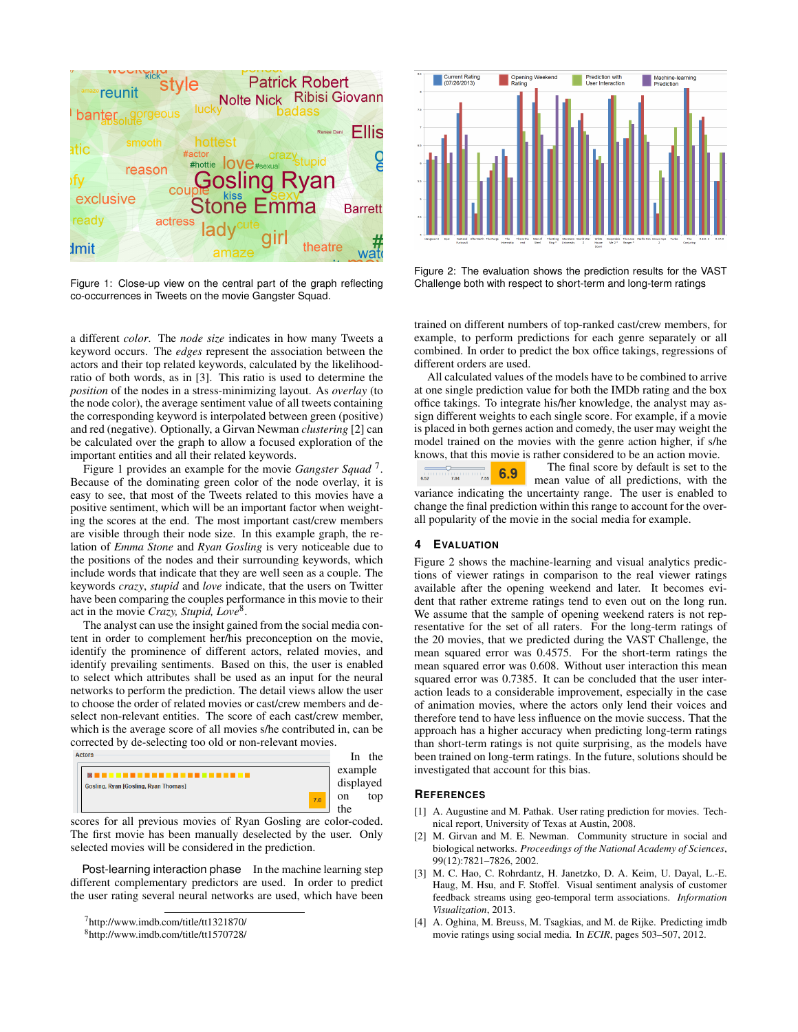Figure 1: Close-up view on the central part of the graph reflecting co-occurrences in Tweets on the movie Gangster Squad.

Figure 2: The evaluation shows the prediction results for the VAST Challenge both with respect to short-term and long-term ratings

a different *color*. The *node size* indicates in how many Tweets a keyword occurs. The *edges* represent the association between the actors and their top related keywords, calculated by the likelihood-ratio of both words, as in [3]. This ratio is used to determine the *position* of the nodes in a stress-minimizing layout. As *overlay* (to the node color), the average sentiment value of all tweets containing the corresponding keyword is interpolated between green (positive) and red (negative). Optionally, a Girvan Newman *clustering* [2] can be calculated over the graph to allow a focused exploration of the important entities and all their related keywords.

Figure 1 provides an example for the movie *Gangster Squad* [7]. Because of the dominating green color of the node overlay, it is easy to see, that most of the Tweets related to this movies have a positive sentiment, which will be an important factor when weighting the scores at the end. The most important cast/crew members are visible through their node size. In this example graph, the relation of *Emma Stone* and *Ryan Gosling* is very noticeable due to the positions of the nodes and their surrounding keywords, which include words that indicate that they are well seen as a couple. The keywords *crazy*, *stupid* and *love* indicate, that the users on Twitter have been comparing the couples performance in this movie to their act in the movie *Crazy, Stupid, Love*[8].

The analyst can use the insight gained from the social media content in order to complement her/his preconception on the movie, identify the prominence of different actors, related movies, and identify prevailing sentiments. Based on this, the user is enabled to select which attributes shall be used as an input for the neural networks to perform the prediction. The detail views allow the user to choose the order of related movies or cast/crew members and deselect non-relevant entities. The score of each cast/crew member, which is the average score of all movies s/he contributed in, can be corrected by de-selecting too old or non-relevant movies.

In the example displayed on top the scores for all previous movies of Ryan Gosling are color-coded. The first movie has been manually deselected by the user. Only selected movies will be considered in the prediction.

**Post-learning interaction phase** In the machine learning step different complementary predictors are used. In order to predict the user rating several neural networks are used, which have been trained on different numbers of top-ranked cast/crew members, for example, to perform predictions for each genre separately or all combined. In order to predict the box office takings, regressions of different orders are used.

All calculated values of the models have to be combined to arrive at one single prediction value for both the IMDb rating and the box office takings. To integrate his/her knowledge, the analyst may assign different weights to each single score. For example, if a movie is placed in both gernes action and comedy, the user may weight the model trained on the movies with the genre action higher, if s/he knows, that this movie is rather considered to be an action movie.

The final score by default is set to the mean value of all predictions, with the variance indicating the uncertainty range. The user is enabled to change the final prediction within this range to account for the overall popularity of the movie in the social media for example.

## 4 Evaluation

Figure 2 shows the machine-learning and visual analytics predictions of viewer ratings in comparison to the real viewer ratings available after the opening weekend and later. It becomes evident that rather extreme ratings tend to even out on the long run. We assume that the sample of opening weekend raters is not representative for the set of all raters. For the long-term ratings of the 20 movies, that we predicted during the VAST Challenge, the mean squared error was 0.4575. For the short-term ratings the mean squared error was 0.608. Without user interaction this mean squared error was 0.7385. It can be concluded that the user interaction leads to a considerable improvement, especially in the case of animation movies, where the actors only lend their voices and therefore tend to have less influence on the movie success. That the approach has a higher accuracy when predicting long-term ratings than short-term ratings is not quite surprising, as the models have been trained on long-term ratings. In the future, solutions should be investigated that account for this bias.

## References

[1] A. Augustine and M. Pathak. User rating prediction for movies. Technical report, University of Texas at Austin, 2008.

[2] M. Girvan and M. E. Newman. Community structure in social and biological networks. *Proceedings of the National Academy of Sciences*, 99(12):7821–7826, 2002.

[3] M. C. Hao, C. Rohrdantz, H. Janetzko, D. A. Keim, U. Dayal, L.-E. Haug, M. Hsu, and F. Stoffel. Visual sentiment analysis of customer feedback streams using geo-temporal term associations. *Information Visualization*, 2013.

[4] A. Oghina, M. Breuss, M. Tsagkias, and M. de Rijke. Predicting imdb movie ratings using social media. In *ECIR*, pages 503–507, 2012.

---

[7] http://www.imdb.com/title/tt1321870/

[8] http://www.imdb.com/title/tt1570728/